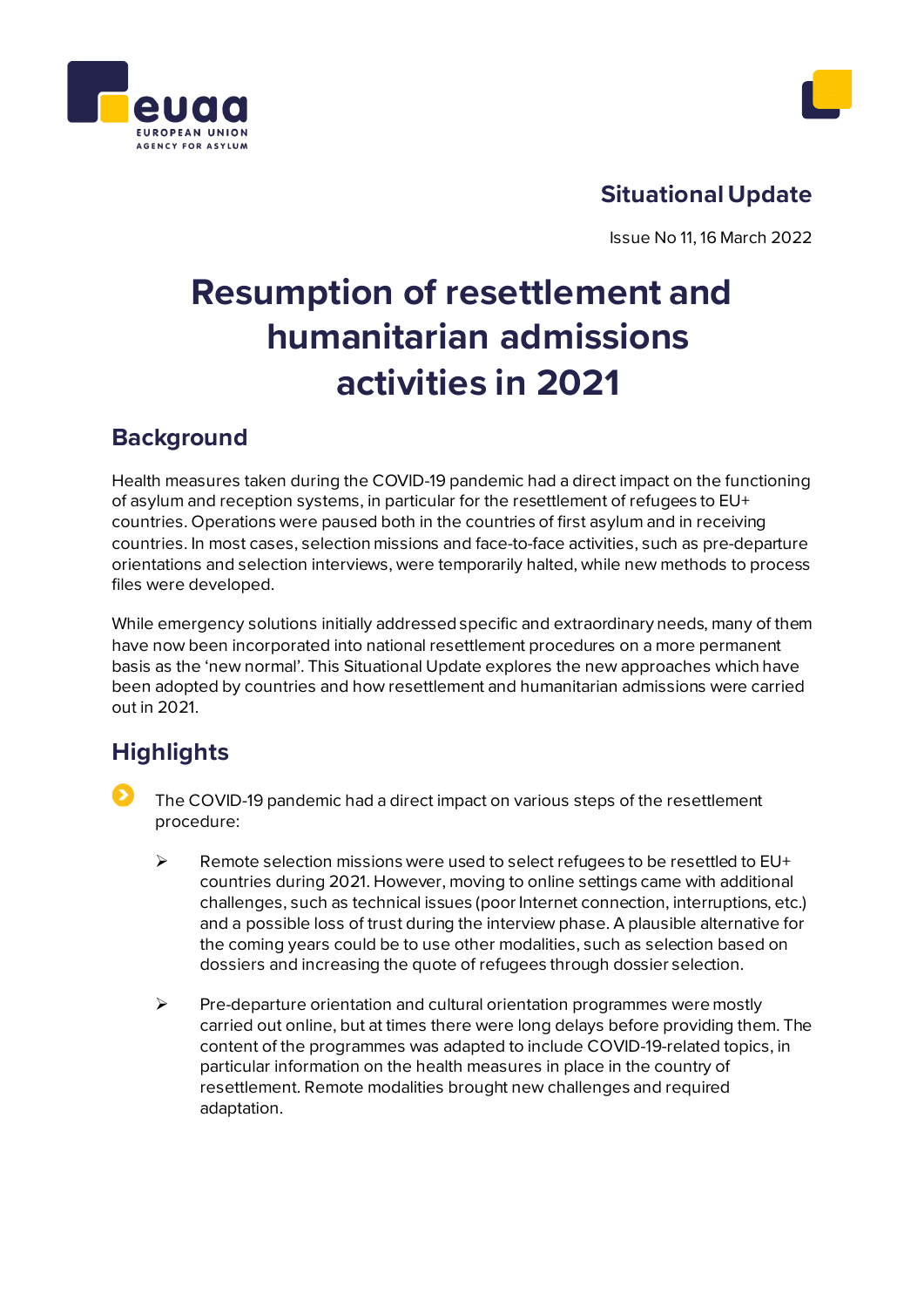Situational Update

Issue No 11, 16 March 2022

# Resumption of resettlement and humanitarian admissions activities in 2021

## Background

Health measures taken during the COVID-19 pandemic had a direct impact on the functioning of asylum and reception systems, in particular for the resettlement of refugees to EU+ countries. Operations were paused both in the countries of first asylum and in receiving countries. In most cases, selection missions and face-to-face activities, such as pre-departure orientations and selection interviews, were temporarily halted, while new methods to process files were developed.

While emergency solutions initially addressed specific and extraordinary needs, many of them have now been incorporated into national resettlement procedures on a more permanent basis as the 'new normal'. This Situational Update explores the new approaches which have been adopted by countries and how resettlement and humanitarian admissions were carried out in 2021.

## Highlights

- The COVID-19 pandemic had a direct impact on various steps of the resettlement procedure:
  - Remote selection missions were used to select refugees to be resettled to EU+ countries during 2021. However, moving to online settings came with additional challenges, such as technical issues (poor Internet connection, interruptions, etc.) and a possible loss of trust during the interview phase. A plausible alternative for the coming years could be to use other modalities, such as selection based on dossiers and increasing the quote of refugees through dossier selection.
  - Pre-departure orientation and cultural orientation programmes were mostly carried out online, but at times there were long delays before providing them. The content of the programmes was adapted to include COVID-19-related topics, in particular information on the health measures in place in the country of resettlement. Remote modalities brought new challenges and required adaptation.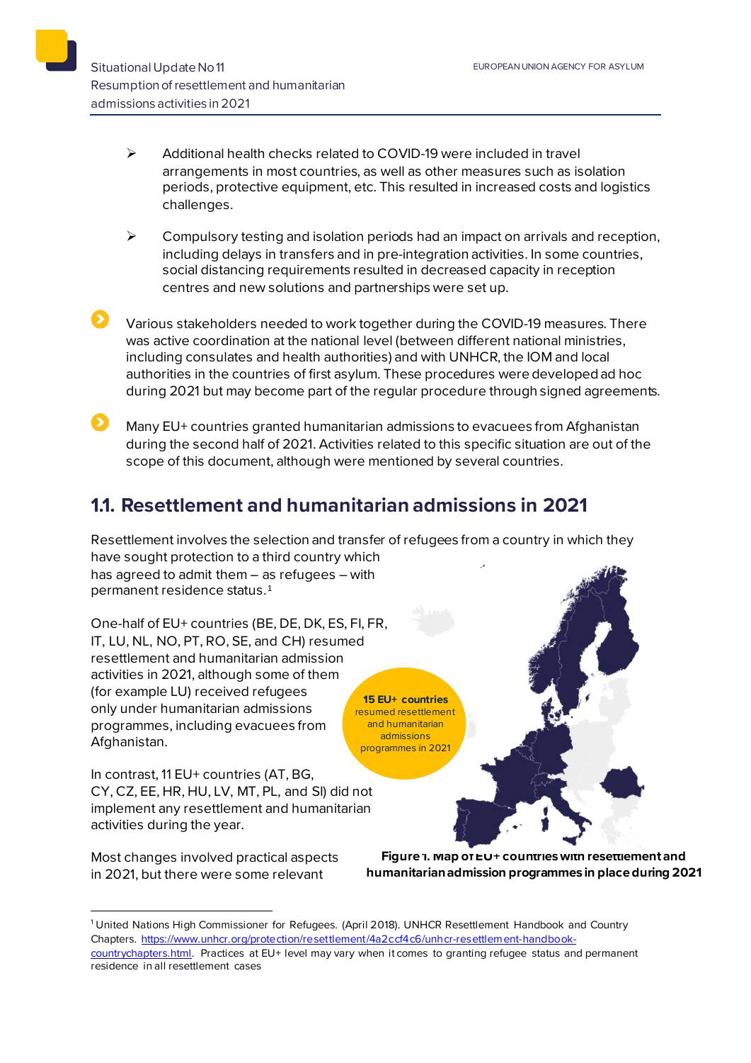- Additional health checks related to COVID-19 were included in travel arrangements in most countries, as well as other measures such as isolation periods, protective equipment, etc. This resulted in increased costs and logistics challenges.

- Compulsory testing and isolation periods had an impact on arrivals and reception, including delays in transfers and in pre-integration activities. In some countries, social distancing requirements resulted in decreased capacity in reception centres and new solutions and partnerships were set up.

- Various stakeholders needed to work together during the COVID-19 measures. There was active coordination at the national level (between different national ministries, including consulates and health authorities) and with UNHCR, the IOM and local authorities in the countries of first asylum. These procedures were developed ad hoc during 2021 but may become part of the regular procedure through signed agreements.

- Many EU+ countries granted humanitarian admissions to evacuees from Afghanistan during the second half of 2021. Activities related to this specific situation are out of the scope of this document, although were mentioned by several countries.

## 1.1. Resettlement and humanitarian admissions in 2021

Resettlement involves the selection and transfer of refugees from a country in which they have sought protection to a third country which has agreed to admit them – as refugees – with permanent residence status.[1]

One-half of EU+ countries (BE, DE, DK, ES, FI, FR, IT, LU, NL, NO, PT, RO, SE, and CH) resumed resettlement and humanitarian admission activities in 2021, although some of them (for example LU) received refugees only under humanitarian admissions programmes, including evacuees from Afghanistan.

**15 EU+ countries** resumed resettlement and humanitarian admissions programmes in 2021

In contrast, 11 EU+ countries (AT, BG, CY, CZ, EE, HR, HU, LV, MT, PL, and SI) did not implement any resettlement and humanitarian activities during the year.

**Figure 1. Map of EU+ countries with resettlement and humanitarian admission programmes in place during 2021**

Most changes involved practical aspects in 2021, but there were some relevant

[1] United Nations High Commissioner for Refugees. (April 2018). UNHCR Resettlement Handbook and Country Chapters. https://www.unhcr.org/protection/resettlement/4a2ccf4c6/unhcr-resettlement-handbook-countrychapters.html. Practices at EU+ level may vary when it comes to granting refugee status and permanent residence in all resettlement cases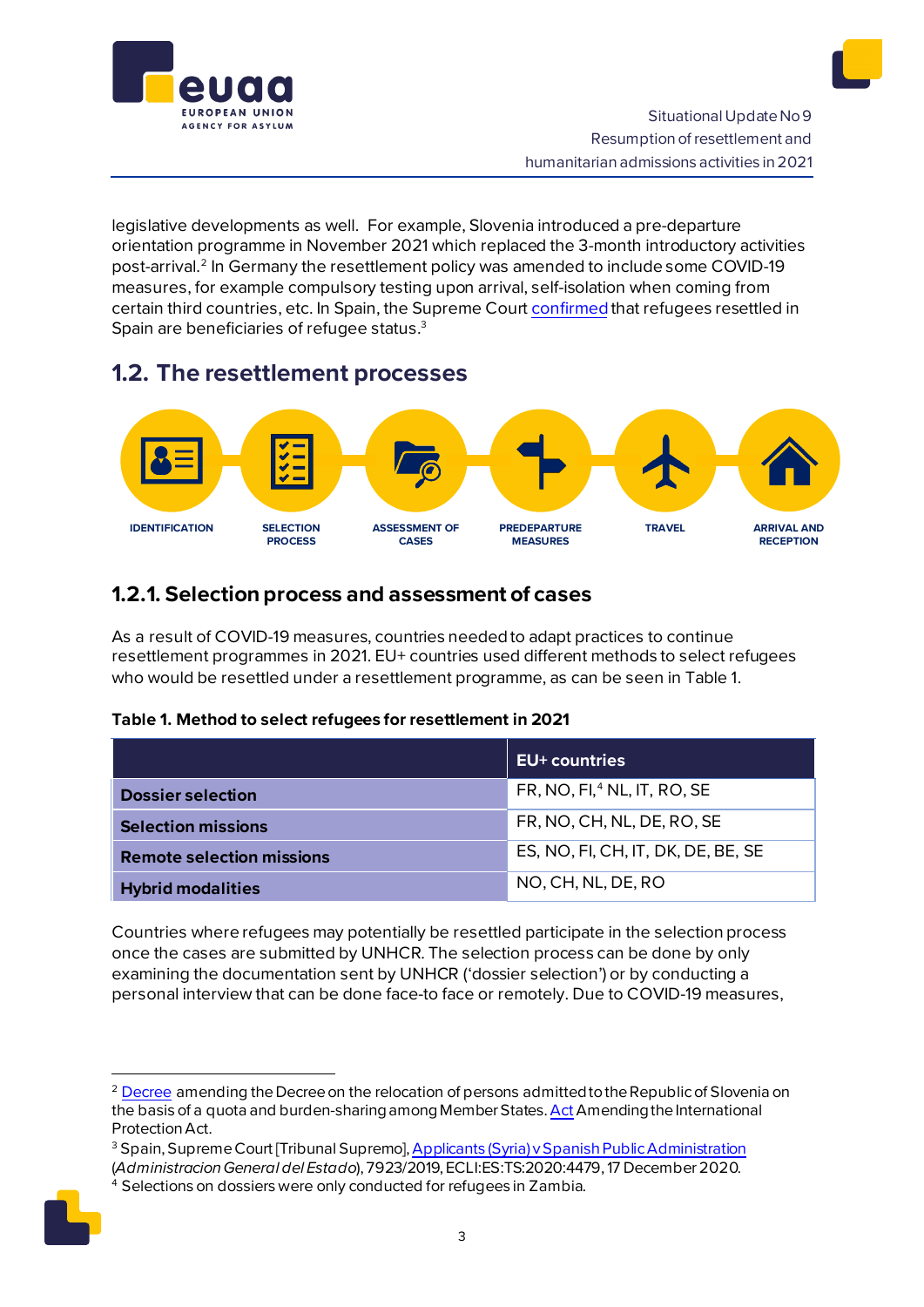legislative developments as well. For example, Slovenia introduced a pre-departure orientation programme in November 2021 which replaced the 3-month introductory activities post-arrival.[2] In Germany the resettlement policy was amended to include some COVID-19 measures, for example compulsory testing upon arrival, self-isolation when coming from certain third countries, etc. In Spain, the Supreme Court confirmed that refugees resettled in Spain are beneficiaries of refugee status.[3]

## 1.2. The resettlement processes

IDENTIFICATION — SELECTION PROCESS — ASSESSMENT OF CASES — PREDEPARTURE MEASURES — TRAVEL — ARRIVAL AND RECEPTION

### 1.2.1. Selection process and assessment of cases

As a result of COVID-19 measures, countries needed to adapt practices to continue resettlement programmes in 2021. EU+ countries used different methods to select refugees who would be resettled under a resettlement programme, as can be seen in Table 1.

**Table 1. Method to select refugees for resettlement in 2021**

| | EU+ countries |
|---|---|
| **Dossier selection** | FR, NO, FI,[4] NL, IT, RO, SE |
| **Selection missions** | FR, NO, CH, NL, DE, RO, SE |
| **Remote selection missions** | ES, NO, FI, CH, IT, DK, DE, BE, SE |
| **Hybrid modalities** | NO, CH, NL, DE, RO |

Countries where refugees may potentially be resettled participate in the selection process once the cases are submitted by UNHCR. The selection process can be done by only examining the documentation sent by UNHCR ('dossier selection') or by conducting a personal interview that can be done face-to face or remotely. Due to COVID-19 measures,

---

[2] Decree amending the Decree on the relocation of persons admitted to the Republic of Slovenia on the basis of a quota and burden-sharing among Member States. Act Amending the International Protection Act.

[3] Spain, Supreme Court [Tribunal Supremo], Applicants (Syria) v Spanish Public Administration (*Administracion General del Estado*), 7923/2019, ECLI:ES:TS:2020:4479, 17 December 2020.

[4] Selections on dossiers were only conducted for refugees in Zambia.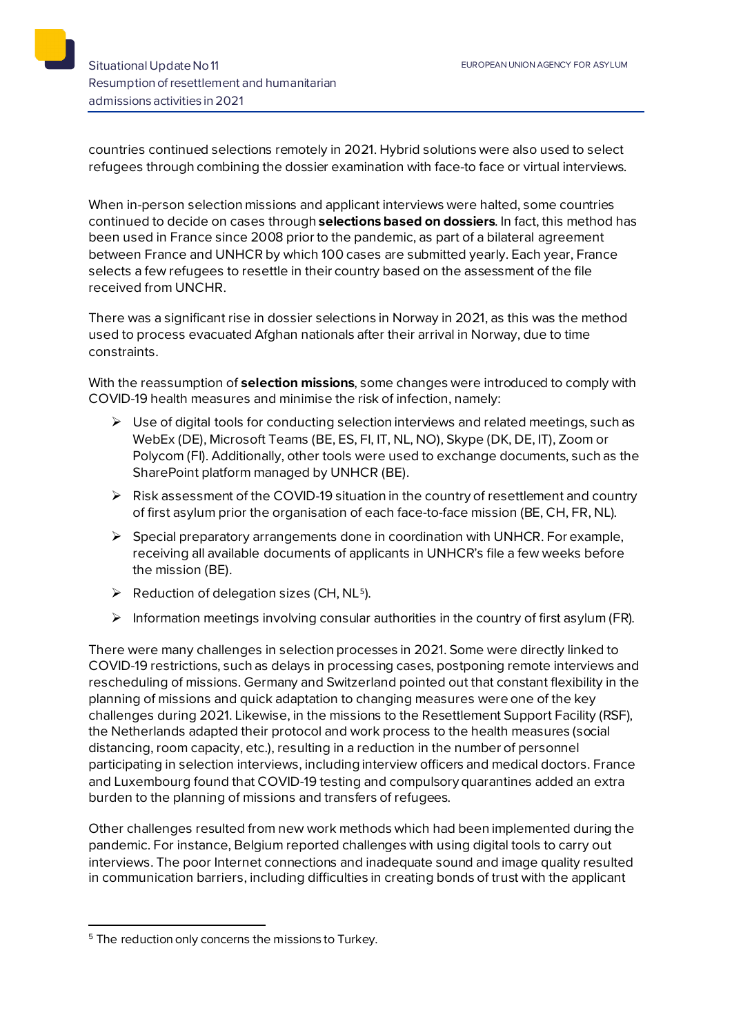countries continued selections remotely in 2021. Hybrid solutions were also used to select refugees through combining the dossier examination with face-to face or virtual interviews.

When in-person selection missions and applicant interviews were halted, some countries continued to decide on cases through **selections based on dossiers**. In fact, this method has been used in France since 2008 prior to the pandemic, as part of a bilateral agreement between France and UNHCR by which 100 cases are submitted yearly. Each year, France selects a few refugees to resettle in their country based on the assessment of the file received from UNCHR.

There was a significant rise in dossier selections in Norway in 2021, as this was the method used to process evacuated Afghan nationals after their arrival in Norway, due to time constraints.

With the reassumption of **selection missions**, some changes were introduced to comply with COVID-19 health measures and minimise the risk of infection, namely:

- Use of digital tools for conducting selection interviews and related meetings, such as WebEx (DE), Microsoft Teams (BE, ES, FI, IT, NL, NO), Skype (DK, DE, IT), Zoom or Polycom (FI). Additionally, other tools were used to exchange documents, such as the SharePoint platform managed by UNHCR (BE).
- Risk assessment of the COVID-19 situation in the country of resettlement and country of first asylum prior the organisation of each face-to-face mission (BE, CH, FR, NL).
- Special preparatory arrangements done in coordination with UNHCR. For example, receiving all available documents of applicants in UNHCR's file a few weeks before the mission (BE).
- Reduction of delegation sizes (CH, NL[5]).
- Information meetings involving consular authorities in the country of first asylum (FR).

There were many challenges in selection processes in 2021. Some were directly linked to COVID-19 restrictions, such as delays in processing cases, postponing remote interviews and rescheduling of missions. Germany and Switzerland pointed out that constant flexibility in the planning of missions and quick adaptation to changing measures were one of the key challenges during 2021. Likewise, in the missions to the Resettlement Support Facility (RSF), the Netherlands adapted their protocol and work process to the health measures (social distancing, room capacity, etc.), resulting in a reduction in the number of personnel participating in selection interviews, including interview officers and medical doctors. France and Luxembourg found that COVID-19 testing and compulsory quarantines added an extra burden to the planning of missions and transfers of refugees.

Other challenges resulted from new work methods which had been implemented during the pandemic. For instance, Belgium reported challenges with using digital tools to carry out interviews. The poor Internet connections and inadequate sound and image quality resulted in communication barriers, including difficulties in creating bonds of trust with the applicant

[5] The reduction only concerns the missions to Turkey.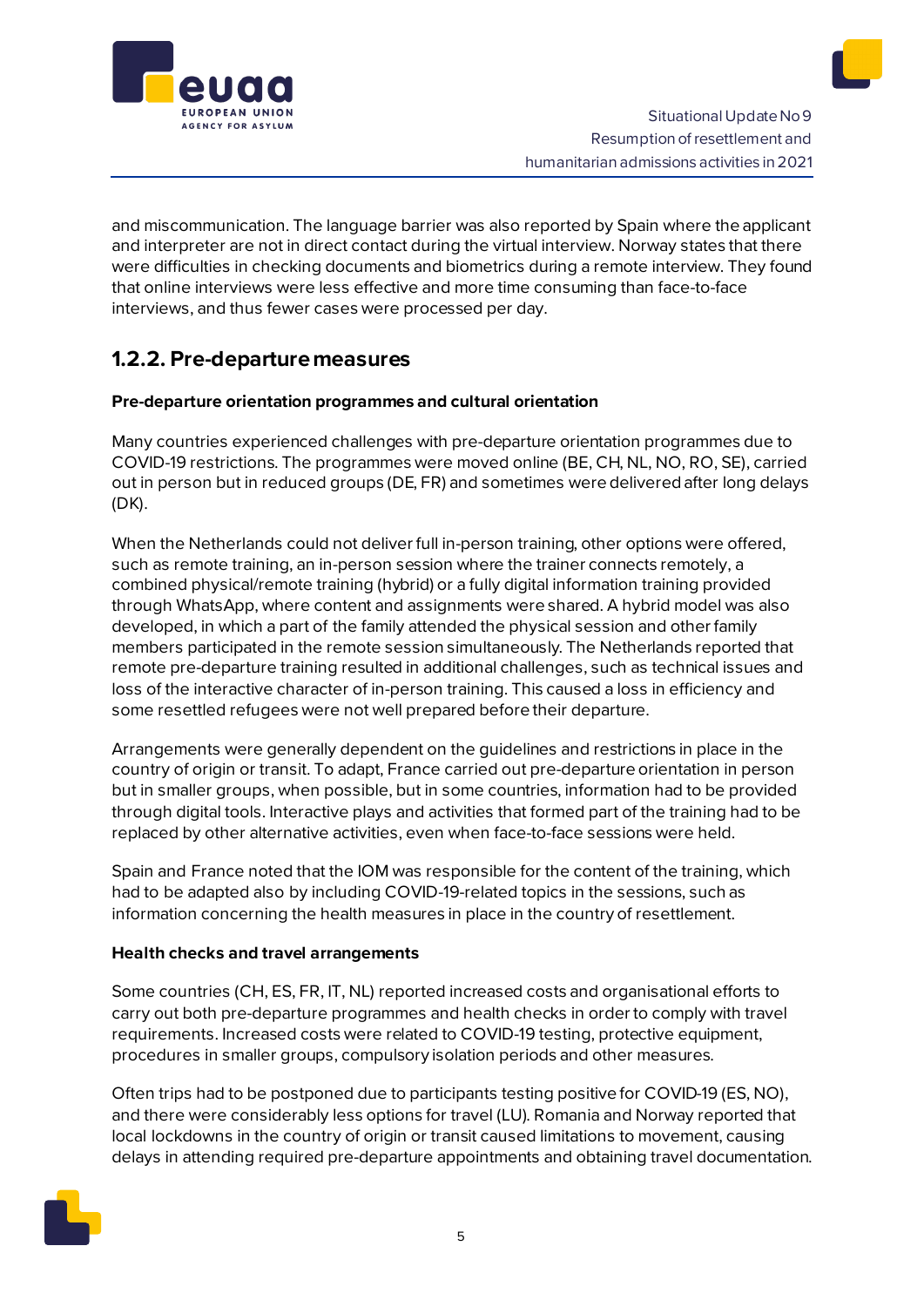and miscommunication. The language barrier was also reported by Spain where the applicant and interpreter are not in direct contact during the virtual interview. Norway states that there were difficulties in checking documents and biometrics during a remote interview. They found that online interviews were less effective and more time consuming than face-to-face interviews, and thus fewer cases were processed per day.

## 1.2.2. Pre-departure measures

**Pre-departure orientation programmes and cultural orientation**

Many countries experienced challenges with pre-departure orientation programmes due to COVID-19 restrictions. The programmes were moved online (BE, CH, NL, NO, RO, SE), carried out in person but in reduced groups (DE, FR) and sometimes were delivered after long delays (DK).

When the Netherlands could not deliver full in-person training, other options were offered, such as remote training, an in-person session where the trainer connects remotely, a combined physical/remote training (hybrid) or a fully digital information training provided through WhatsApp, where content and assignments were shared. A hybrid model was also developed, in which a part of the family attended the physical session and other family members participated in the remote session simultaneously. The Netherlands reported that remote pre-departure training resulted in additional challenges, such as technical issues and loss of the interactive character of in-person training. This caused a loss in efficiency and some resettled refugees were not well prepared before their departure.

Arrangements were generally dependent on the guidelines and restrictions in place in the country of origin or transit. To adapt, France carried out pre-departure orientation in person but in smaller groups, when possible, but in some countries, information had to be provided through digital tools. Interactive plays and activities that formed part of the training had to be replaced by other alternative activities, even when face-to-face sessions were held.

Spain and France noted that the IOM was responsible for the content of the training, which had to be adapted also by including COVID-19-related topics in the sessions, such as information concerning the health measures in place in the country of resettlement.

**Health checks and travel arrangements**

Some countries (CH, ES, FR, IT, NL) reported increased costs and organisational efforts to carry out both pre-departure programmes and health checks in order to comply with travel requirements. Increased costs were related to COVID-19 testing, protective equipment, procedures in smaller groups, compulsory isolation periods and other measures.

Often trips had to be postponed due to participants testing positive for COVID-19 (ES, NO), and there were considerably less options for travel (LU). Romania and Norway reported that local lockdowns in the country of origin or transit caused limitations to movement, causing delays in attending required pre-departure appointments and obtaining travel documentation.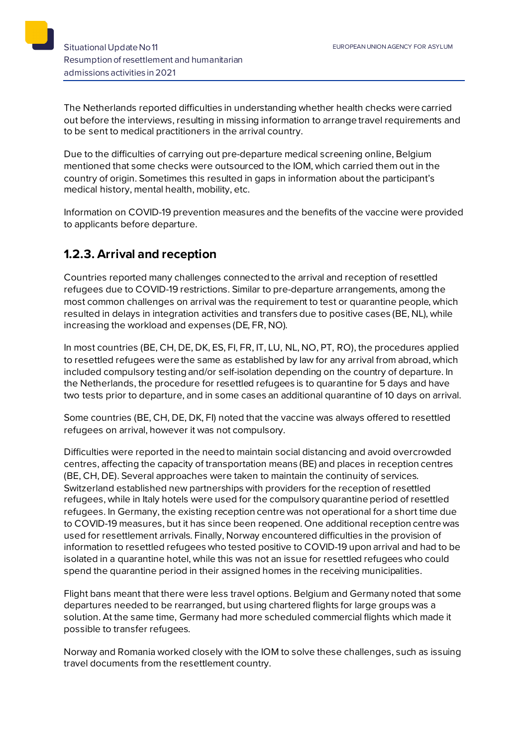The Netherlands reported difficulties in understanding whether health checks were carried out before the interviews, resulting in missing information to arrange travel requirements and to be sent to medical practitioners in the arrival country.

Due to the difficulties of carrying out pre-departure medical screening online, Belgium mentioned that some checks were outsourced to the IOM, which carried them out in the country of origin. Sometimes this resulted in gaps in information about the participant's medical history, mental health, mobility, etc.

Information on COVID-19 prevention measures and the benefits of the vaccine were provided to applicants before departure.

### 1.2.3. Arrival and reception

Countries reported many challenges connected to the arrival and reception of resettled refugees due to COVID-19 restrictions. Similar to pre-departure arrangements, among the most common challenges on arrival was the requirement to test or quarantine people, which resulted in delays in integration activities and transfers due to positive cases (BE, NL), while increasing the workload and expenses (DE, FR, NO).

In most countries (BE, CH, DE, DK, ES, FI, FR, IT, LU, NL, NO, PT, RO), the procedures applied to resettled refugees were the same as established by law for any arrival from abroad, which included compulsory testing and/or self-isolation depending on the country of departure. In the Netherlands, the procedure for resettled refugees is to quarantine for 5 days and have two tests prior to departure, and in some cases an additional quarantine of 10 days on arrival.

Some countries (BE, CH, DE, DK, FI) noted that the vaccine was always offered to resettled refugees on arrival, however it was not compulsory.

Difficulties were reported in the need to maintain social distancing and avoid overcrowded centres, affecting the capacity of transportation means (BE) and places in reception centres (BE, CH, DE). Several approaches were taken to maintain the continuity of services. Switzerland established new partnerships with providers for the reception of resettled refugees, while in Italy hotels were used for the compulsory quarantine period of resettled refugees. In Germany, the existing reception centre was not operational for a short time due to COVID-19 measures, but it has since been reopened. One additional reception centre was used for resettlement arrivals. Finally, Norway encountered difficulties in the provision of information to resettled refugees who tested positive to COVID-19 upon arrival and had to be isolated in a quarantine hotel, while this was not an issue for resettled refugees who could spend the quarantine period in their assigned homes in the receiving municipalities.

Flight bans meant that there were less travel options. Belgium and Germany noted that some departures needed to be rearranged, but using chartered flights for large groups was a solution. At the same time, Germany had more scheduled commercial flights which made it possible to transfer refugees.

Norway and Romania worked closely with the IOM to solve these challenges, such as issuing travel documents from the resettlement country.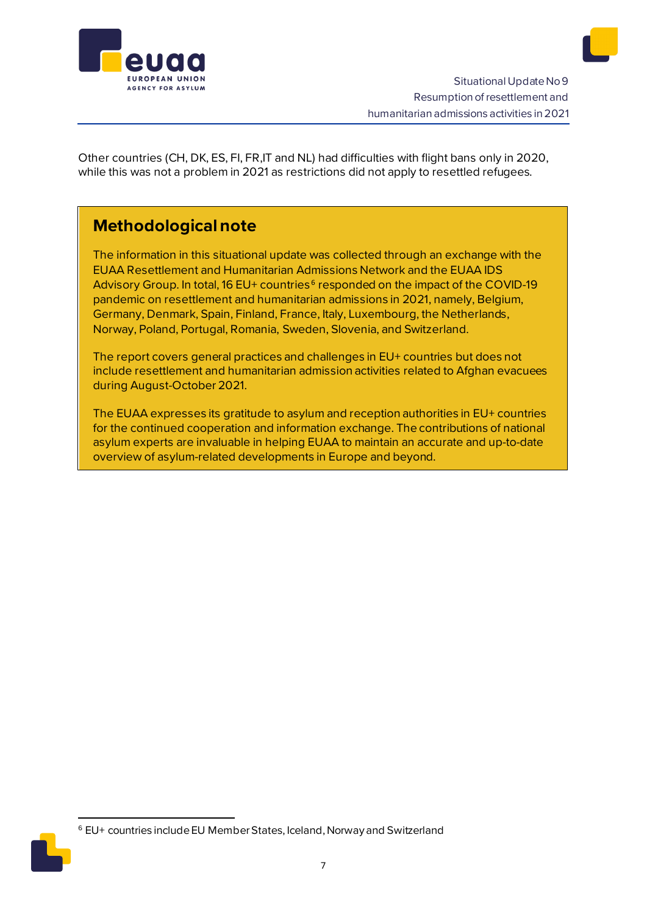Other countries (CH, DK, ES, FI, FR,IT and NL) had difficulties with flight bans only in 2020, while this was not a problem in 2021 as restrictions did not apply to resettled refugees.

## Methodological note

The information in this situational update was collected through an exchange with the EUAA Resettlement and Humanitarian Admissions Network and the EUAA IDS Advisory Group. In total, 16 EU+ countries[6] responded on the impact of the COVID-19 pandemic on resettlement and humanitarian admissions in 2021, namely, Belgium, Germany, Denmark, Spain, Finland, France, Italy, Luxembourg, the Netherlands, Norway, Poland, Portugal, Romania, Sweden, Slovenia, and Switzerland.

The report covers general practices and challenges in EU+ countries but does not include resettlement and humanitarian admission activities related to Afghan evacuees during August-October 2021.

The EUAA expresses its gratitude to asylum and reception authorities in EU+ countries for the continued cooperation and information exchange. The contributions of national asylum experts are invaluable in helping EUAA to maintain an accurate and up-to-date overview of asylum-related developments in Europe and beyond.

[6] EU+ countries include EU Member States, Iceland, Norway and Switzerland